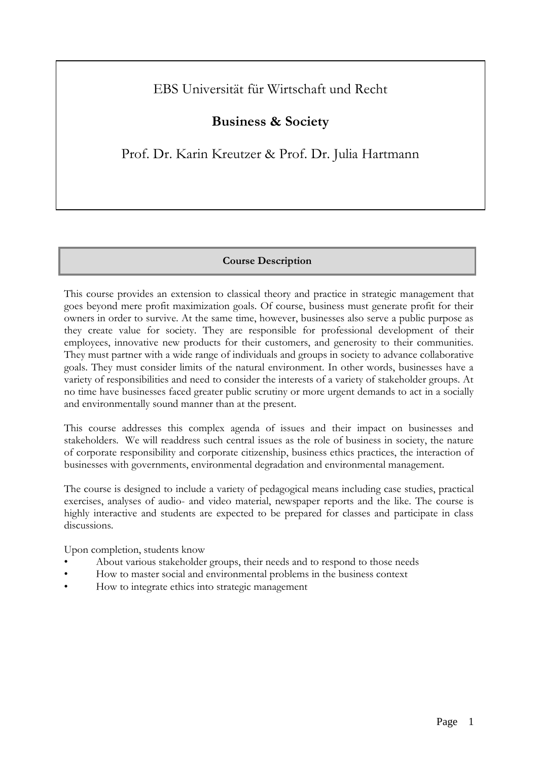# EBS Universität für Wirtschaft und Recht

## Business & Society

Prof. Dr. Karin Kreutzer & Prof. Dr. Julia Hartmann

### Course Description

This course provides an extension to classical theory and practice in strategic management that goes beyond mere profit maximization goals. Of course, business must generate profit for their owners in order to survive. At the same time, however, businesses also serve a public purpose as they create value for society. They are responsible for professional development of their employees, innovative new products for their customers, and generosity to their communities. They must partner with a wide range of individuals and groups in society to advance collaborative goals. They must consider limits of the natural environment. In other words, businesses have a variety of responsibilities and need to consider the interests of a variety of stakeholder groups. At no time have businesses faced greater public scrutiny or more urgent demands to act in a socially and environmentally sound manner than at the present.

This course addresses this complex agenda of issues and their impact on businesses and stakeholders. We will readdress such central issues as the role of business in society, the nature of corporate responsibility and corporate citizenship, business ethics practices, the interaction of businesses with governments, environmental degradation and environmental management.

The course is designed to include a variety of pedagogical means including case studies, practical exercises, analyses of audio- and video material, newspaper reports and the like. The course is highly interactive and students are expected to be prepared for classes and participate in class discussions.

Upon completion, students know

- About various stakeholder groups, their needs and to respond to those needs
- How to master social and environmental problems in the business context
- How to integrate ethics into strategic management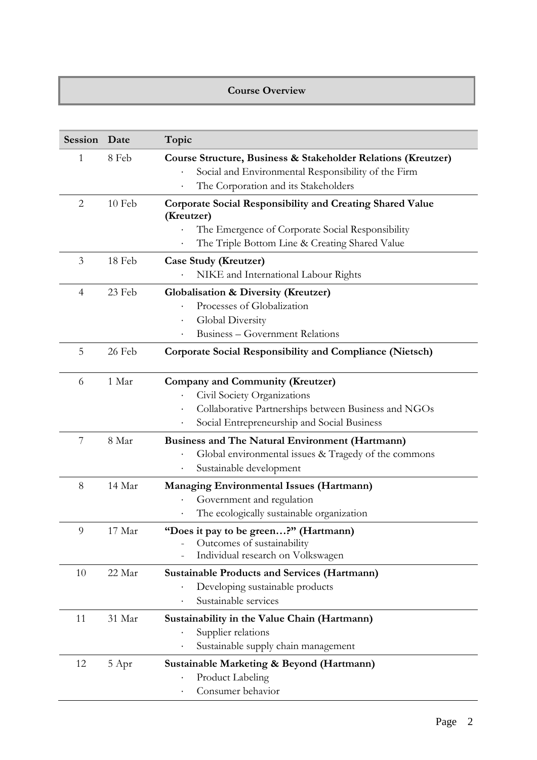## Course Overview

| Session | Date | Topic |
|---|---|---|
| 1 | 8 Feb | **Course Structure, Business & Stakeholder Relations (Kreutzer)**<br>· Social and Environmental Responsibility of the Firm<br>· The Corporation and its Stakeholders |
| 2 | 10 Feb | **Corporate Social Responsibility and Creating Shared Value (Kreutzer)**<br>· The Emergence of Corporate Social Responsibility<br>· The Triple Bottom Line & Creating Shared Value |
| 3 | 18 Feb | **Case Study (Kreutzer)**<br>· NIKE and International Labour Rights |
| 4 | 23 Feb | **Globalisation & Diversity (Kreutzer)**<br>· Processes of Globalization<br>· Global Diversity<br>· Business – Government Relations |
| 5 | 26 Feb | **Corporate Social Responsibility and Compliance (Nietsch)** |
| 6 | 1 Mar | **Company and Community (Kreutzer)**<br>· Civil Society Organizations<br>· Collaborative Partnerships between Business and NGOs<br>· Social Entrepreneurship and Social Business |
| 7 | 8 Mar | **Business and The Natural Environment (Hartmann)**<br>· Global environmental issues & Tragedy of the commons<br>· Sustainable development |
| 8 | 14 Mar | **Managing Environmental Issues (Hartmann)**<br>· Government and regulation<br>· The ecologically sustainable organization |
| 9 | 17 Mar | **"Does it pay to be green…?" (Hartmann)**<br>- Outcomes of sustainability<br>- Individual research on Volkswagen |
| 10 | 22 Mar | **Sustainable Products and Services (Hartmann)**<br>· Developing sustainable products<br>· Sustainable services |
| 11 | 31 Mar | **Sustainability in the Value Chain (Hartmann)**<br>· Supplier relations<br>· Sustainable supply chain management |
| 12 | 5 Apr | **Sustainable Marketing & Beyond (Hartmann)**<br>· Product Labeling<br>· Consumer behavior |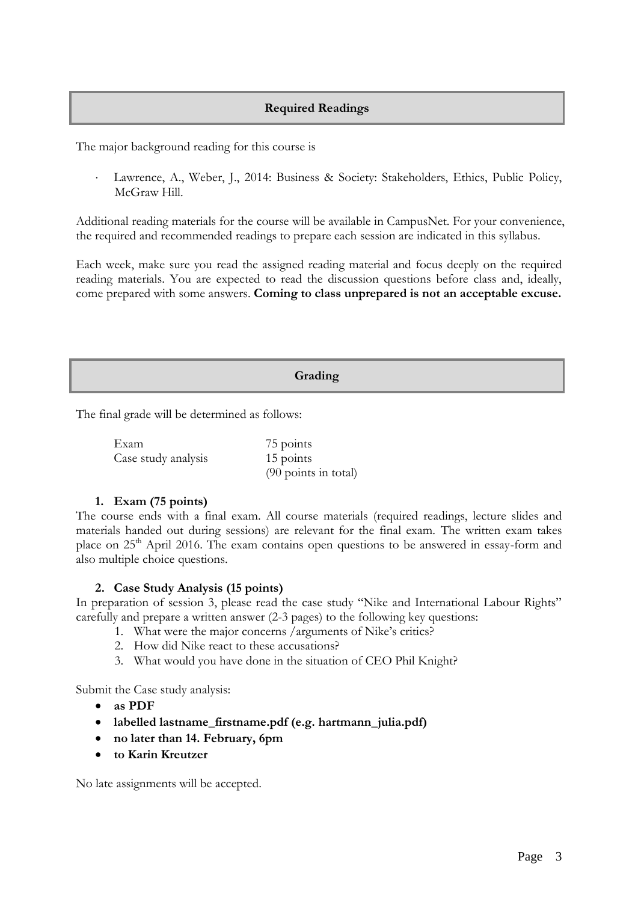## Required Readings

The major background reading for this course is

- Lawrence, A., Weber, J., 2014: Business & Society: Stakeholders, Ethics, Public Policy, McGraw Hill.

Additional reading materials for the course will be available in CampusNet. For your convenience, the required and recommended readings to prepare each session are indicated in this syllabus.

Each week, make sure you read the assigned reading material and focus deeply on the required reading materials. You are expected to read the discussion questions before class and, ideally, come prepared with some answers. **Coming to class unprepared is not an acceptable excuse.**

## Grading

The final grade will be determined as follows:

| | |
|---|---|
| Exam | 75 points |
| Case study analysis | 15 points |
| | (90 points in total) |

1. **Exam (75 points)**

The course ends with a final exam. All course materials (required readings, lecture slides and materials handed out during sessions) are relevant for the final exam. The written exam takes place on 25th April 2016. The exam contains open questions to be answered in essay-form and also multiple choice questions.

2. **Case Study Analysis (15 points)**

In preparation of session 3, please read the case study "Nike and International Labour Rights" carefully and prepare a written answer (2-3 pages) to the following key questions:

1. What were the major concerns /arguments of Nike's critics?
2. How did Nike react to these accusations?
3. What would you have done in the situation of CEO Phil Knight?

Submit the Case study analysis:

- **as PDF**
- **labelled lastname_firstname.pdf (e.g. hartmann_julia.pdf)**
- **no later than 14. February, 6pm**
- **to Karin Kreutzer**

No late assignments will be accepted.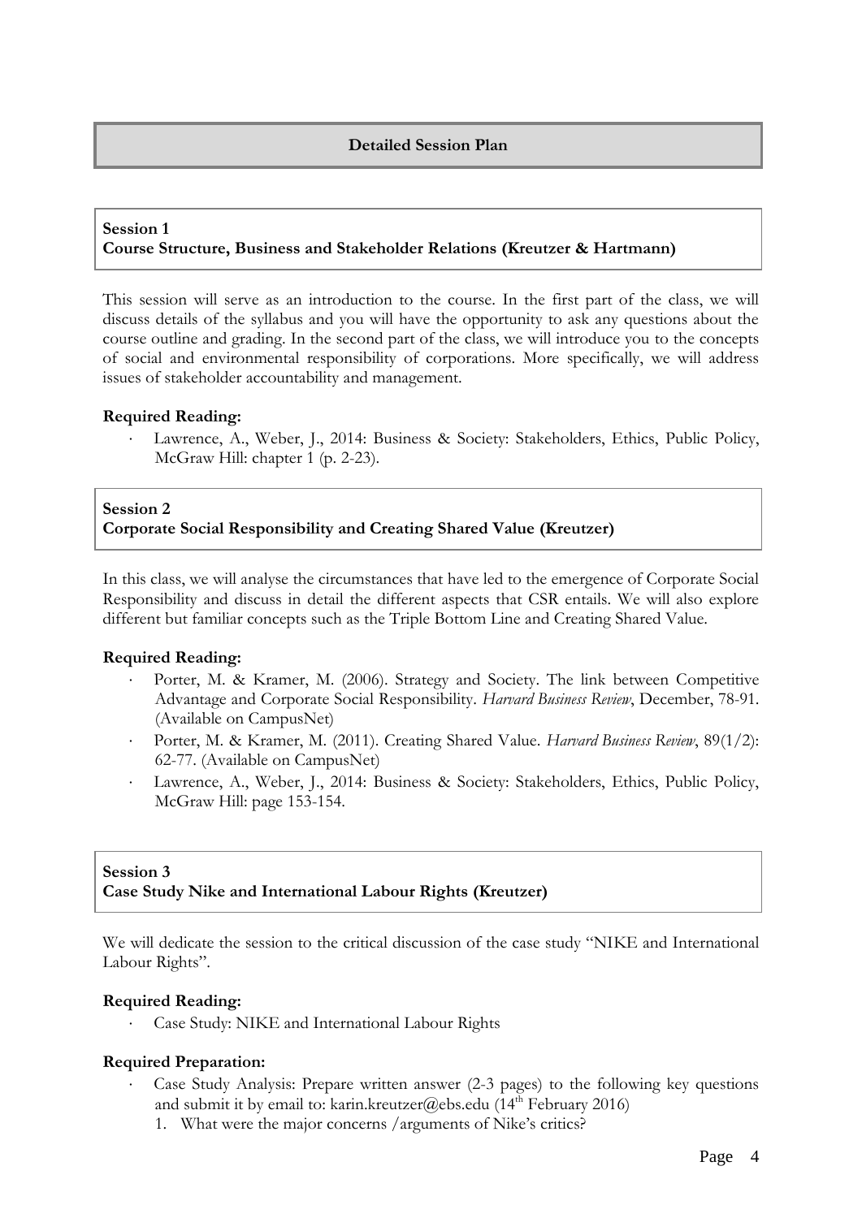## Detailed Session Plan

### Session 1
### Course Structure, Business and Stakeholder Relations (Kreutzer & Hartmann)

This session will serve as an introduction to the course. In the first part of the class, we will discuss details of the syllabus and you will have the opportunity to ask any questions about the course outline and grading. In the second part of the class, we will introduce you to the concepts of social and environmental responsibility of corporations. More specifically, we will address issues of stakeholder accountability and management.

**Required Reading:**

- Lawrence, A., Weber, J., 2014: Business & Society: Stakeholders, Ethics, Public Policy, McGraw Hill: chapter 1 (p. 2-23).

### Session 2
### Corporate Social Responsibility and Creating Shared Value (Kreutzer)

In this class, we will analyse the circumstances that have led to the emergence of Corporate Social Responsibility and discuss in detail the different aspects that CSR entails. We will also explore different but familiar concepts such as the Triple Bottom Line and Creating Shared Value.

**Required Reading:**

- Porter, M. & Kramer, M. (2006). Strategy and Society. The link between Competitive Advantage and Corporate Social Responsibility. *Harvard Business Review*, December, 78-91. (Available on CampusNet)
- Porter, M. & Kramer, M. (2011). Creating Shared Value. *Harvard Business Review*, 89(1/2): 62-77. (Available on CampusNet)
- Lawrence, A., Weber, J., 2014: Business & Society: Stakeholders, Ethics, Public Policy, McGraw Hill: page 153-154.

### Session 3
### Case Study Nike and International Labour Rights (Kreutzer)

We will dedicate the session to the critical discussion of the case study "NIKE and International Labour Rights".

**Required Reading:**

- Case Study: NIKE and International Labour Rights

**Required Preparation:**

- Case Study Analysis: Prepare written answer (2-3 pages) to the following key questions and submit it by email to: karin.kreutzer@ebs.edu (14th February 2016)
  1. What were the major concerns /arguments of Nike's critics?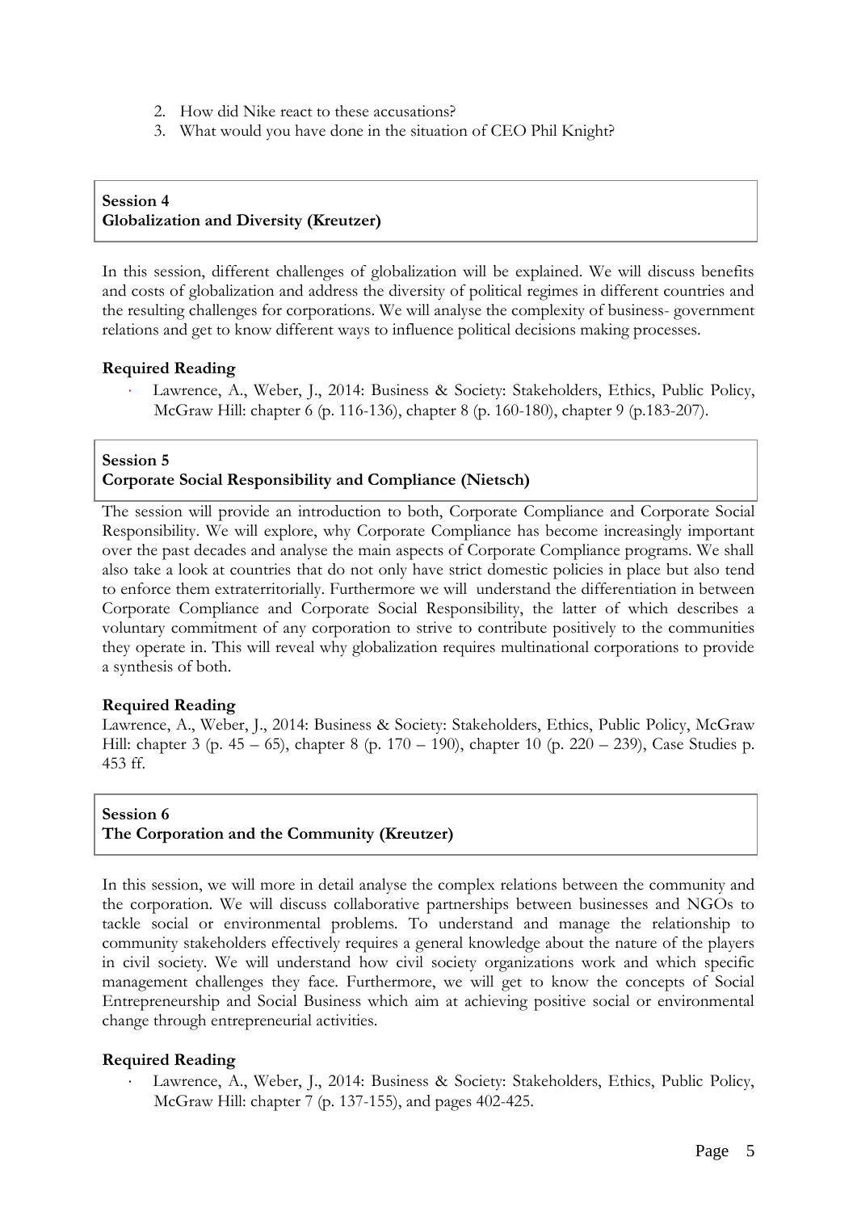2. How did Nike react to these accusations?
3. What would you have done in the situation of CEO Phil Knight?

**Session 4**
**Globalization and Diversity (Kreutzer)**

In this session, different challenges of globalization will be explained. We will discuss benefits and costs of globalization and address the diversity of political regimes in different countries and the resulting challenges for corporations. We will analyse the complexity of business- government relations and get to know different ways to influence political decisions making processes.

**Required Reading**

- Lawrence, A., Weber, J., 2014: Business & Society: Stakeholders, Ethics, Public Policy, McGraw Hill: chapter 6 (p. 116-136), chapter 8 (p. 160-180), chapter 9 (p.183-207).

**Session 5**
**Corporate Social Responsibility and Compliance (Nietsch)**

The session will provide an introduction to both, Corporate Compliance and Corporate Social Responsibility. We will explore, why Corporate Compliance has become increasingly important over the past decades and analyse the main aspects of Corporate Compliance programs. We shall also take a look at countries that do not only have strict domestic policies in place but also tend to enforce them extraterritorially. Furthermore we will understand the differentiation in between Corporate Compliance and Corporate Social Responsibility, the latter of which describes a voluntary commitment of any corporation to strive to contribute positively to the communities they operate in. This will reveal why globalization requires multinational corporations to provide a synthesis of both.

**Required Reading**

Lawrence, A., Weber, J., 2014: Business & Society: Stakeholders, Ethics, Public Policy, McGraw Hill: chapter 3 (p. 45 – 65), chapter 8 (p. 170 – 190), chapter 10 (p. 220 – 239), Case Studies p. 453 ff.

**Session 6**
**The Corporation and the Community (Kreutzer)**

In this session, we will more in detail analyse the complex relations between the community and the corporation. We will discuss collaborative partnerships between businesses and NGOs to tackle social or environmental problems. To understand and manage the relationship to community stakeholders effectively requires a general knowledge about the nature of the players in civil society. We will understand how civil society organizations work and which specific management challenges they face. Furthermore, we will get to know the concepts of Social Entrepreneurship and Social Business which aim at achieving positive social or environmental change through entrepreneurial activities.

**Required Reading**

- Lawrence, A., Weber, J., 2014: Business & Society: Stakeholders, Ethics, Public Policy, McGraw Hill: chapter 7 (p. 137-155), and pages 402-425.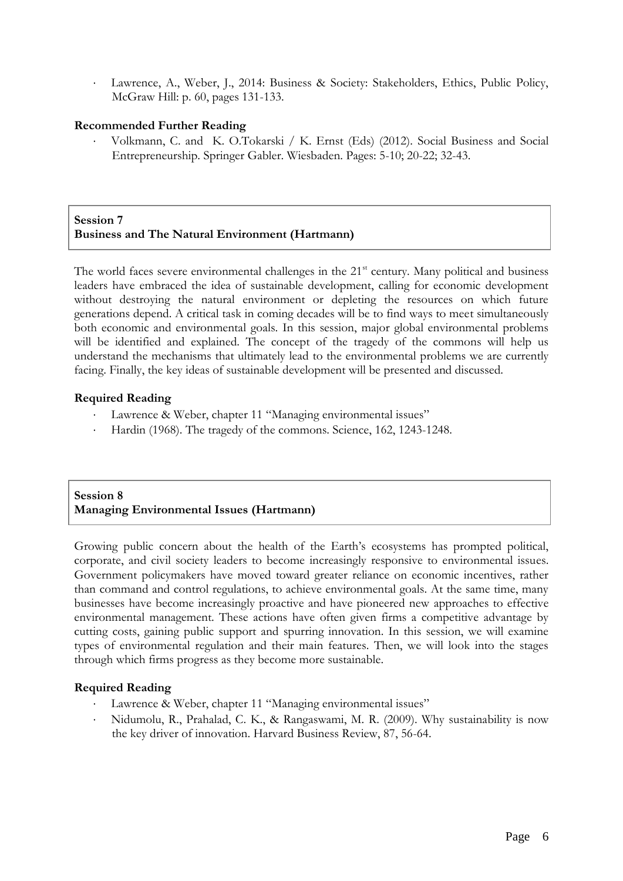- Lawrence, A., Weber, J., 2014: Business & Society: Stakeholders, Ethics, Public Policy, McGraw Hill: p. 60, pages 131-133.

**Recommended Further Reading**

- Volkmann, C. and K. O.Tokarski / K. Ernst (Eds) (2012). Social Business and Social Entrepreneurship. Springer Gabler. Wiesbaden. Pages: 5-10; 20-22; 32-43.

## Session 7
## Business and The Natural Environment (Hartmann)

The world faces severe environmental challenges in the 21st century. Many political and business leaders have embraced the idea of sustainable development, calling for economic development without destroying the natural environment or depleting the resources on which future generations depend. A critical task in coming decades will be to find ways to meet simultaneously both economic and environmental goals. In this session, major global environmental problems will be identified and explained. The concept of the tragedy of the commons will help us understand the mechanisms that ultimately lead to the environmental problems we are currently facing. Finally, the key ideas of sustainable development will be presented and discussed.

**Required Reading**

- Lawrence & Weber, chapter 11 "Managing environmental issues"
- Hardin (1968). The tragedy of the commons. Science, 162, 1243-1248.

## Session 8
## Managing Environmental Issues (Hartmann)

Growing public concern about the health of the Earth's ecosystems has prompted political, corporate, and civil society leaders to become increasingly responsive to environmental issues. Government policymakers have moved toward greater reliance on economic incentives, rather than command and control regulations, to achieve environmental goals. At the same time, many businesses have become increasingly proactive and have pioneered new approaches to effective environmental management. These actions have often given firms a competitive advantage by cutting costs, gaining public support and spurring innovation. In this session, we will examine types of environmental regulation and their main features. Then, we will look into the stages through which firms progress as they become more sustainable.

**Required Reading**

- Lawrence & Weber, chapter 11 "Managing environmental issues"
- Nidumolu, R., Prahalad, C. K., & Rangaswami, M. R. (2009). Why sustainability is now the key driver of innovation. Harvard Business Review, 87, 56-64.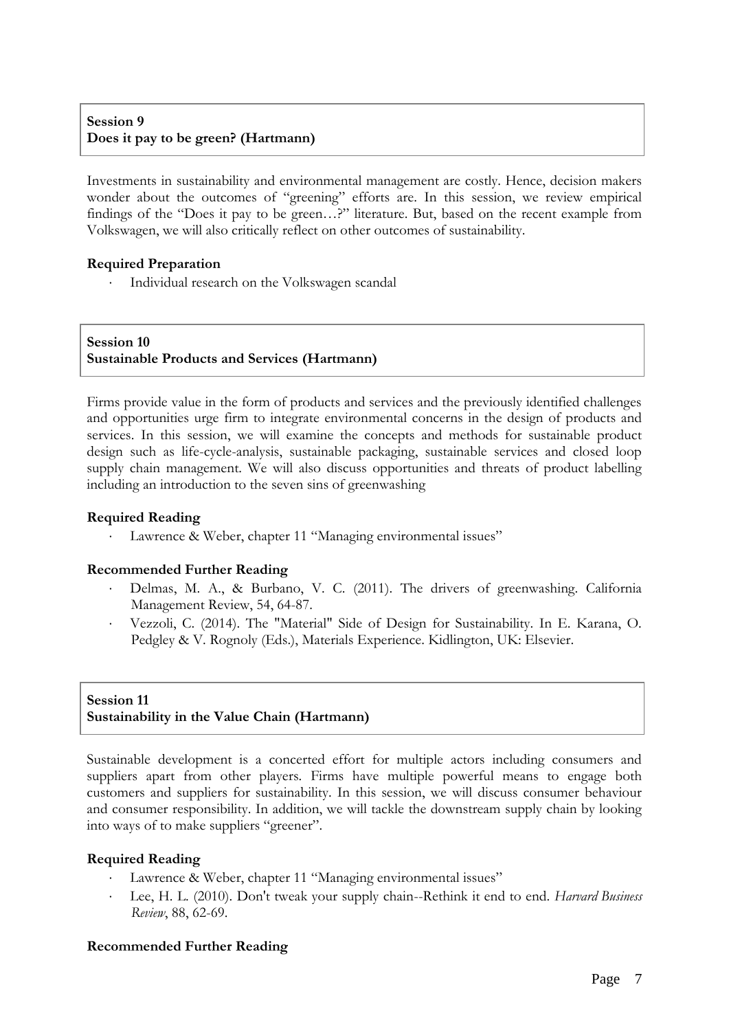## Session 9
## Does it pay to be green? (Hartmann)

Investments in sustainability and environmental management are costly. Hence, decision makers wonder about the outcomes of "greening" efforts are. In this session, we review empirical findings of the "Does it pay to be green…?" literature. But, based on the recent example from Volkswagen, we will also critically reflect on other outcomes of sustainability.

**Required Preparation**

- Individual research on the Volkswagen scandal

## Session 10
## Sustainable Products and Services (Hartmann)

Firms provide value in the form of products and services and the previously identified challenges and opportunities urge firm to integrate environmental concerns in the design of products and services. In this session, we will examine the concepts and methods for sustainable product design such as life-cycle-analysis, sustainable packaging, sustainable services and closed loop supply chain management. We will also discuss opportunities and threats of product labelling including an introduction to the seven sins of greenwashing

**Required Reading**

- Lawrence & Weber, chapter 11 "Managing environmental issues"

**Recommended Further Reading**

- Delmas, M. A., & Burbano, V. C. (2011). The drivers of greenwashing. California Management Review, 54, 64-87.
- Vezzoli, C. (2014). The "Material" Side of Design for Sustainability. In E. Karana, O. Pedgley & V. Rognoly (Eds.), Materials Experience. Kidlington, UK: Elsevier.

## Session 11
## Sustainability in the Value Chain (Hartmann)

Sustainable development is a concerted effort for multiple actors including consumers and suppliers apart from other players. Firms have multiple powerful means to engage both customers and suppliers for sustainability. In this session, we will discuss consumer behaviour and consumer responsibility. In addition, we will tackle the downstream supply chain by looking into ways of to make suppliers "greener".

**Required Reading**

- Lawrence & Weber, chapter 11 "Managing environmental issues"
- Lee, H. L. (2010). Don't tweak your supply chain--Rethink it end to end. *Harvard Business Review*, 88, 62-69.

**Recommended Further Reading**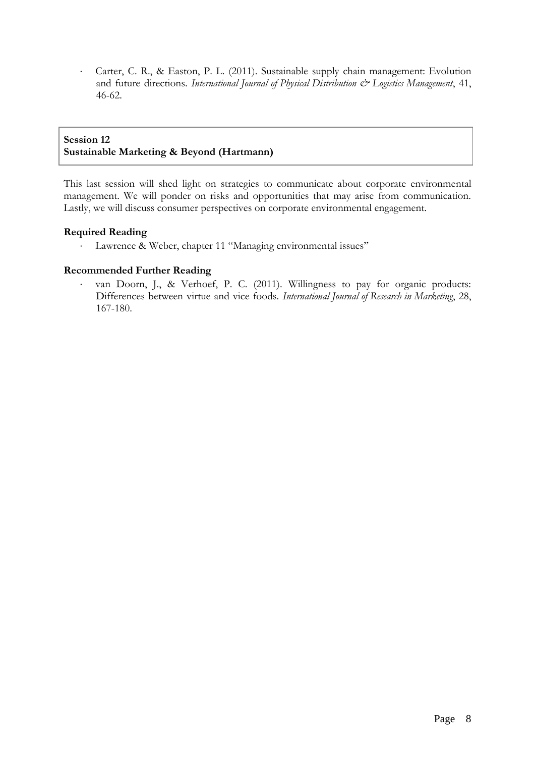- Carter, C. R., & Easton, P. L. (2011). Sustainable supply chain management: Evolution and future directions. *International Journal of Physical Distribution & Logistics Management*, 41, 46-62.

**Session 12**
**Sustainable Marketing & Beyond (Hartmann)**

This last session will shed light on strategies to communicate about corporate environmental management. We will ponder on risks and opportunities that may arise from communication. Lastly, we will discuss consumer perspectives on corporate environmental engagement.

**Required Reading**

- Lawrence & Weber, chapter 11 "Managing environmental issues"

**Recommended Further Reading**

- van Doorn, J., & Verhoef, P. C. (2011). Willingness to pay for organic products: Differences between virtue and vice foods. *International Journal of Research in Marketing*, 28, 167-180.